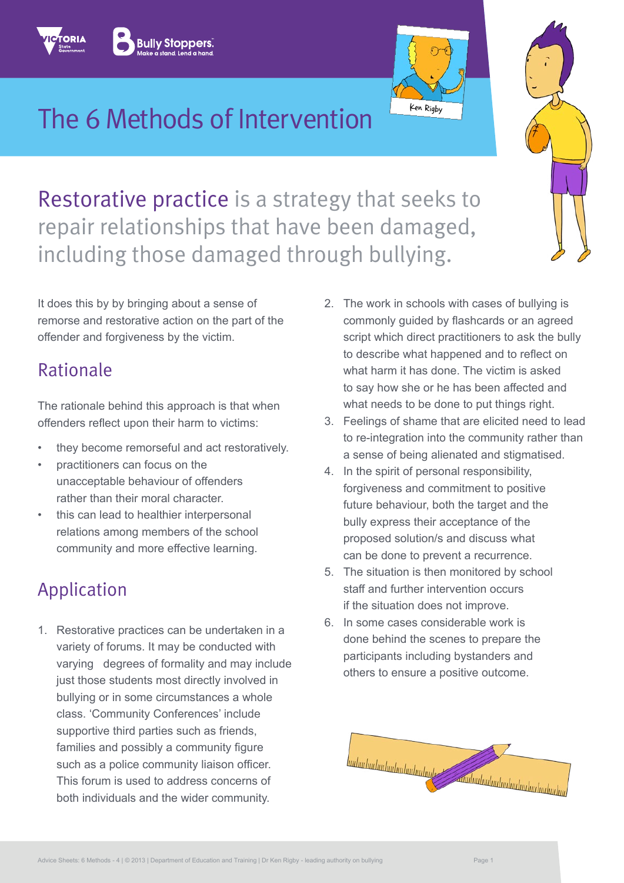# The 6 Methods of Intervention

## Restorative practice is a strategy that seeks to repair relationships that have been damaged, including those damaged through bullying.

It does this by by bringing about a sense of remorse and restorative action on the part of the offender and forgiveness by the victim.

## Rationale

The rationale behind this approach is that when offenders reflect upon their harm to victims:

- they become remorseful and act restoratively.
- practitioners can focus on the unacceptable behaviour of offenders rather than their moral character.
- this can lead to healthier interpersonal relations among members of the school community and more effective learning.

## Application

1. Restorative practices can be undertaken in a variety of forums. It may be conducted with varying degrees of formality and may include just those students most directly involved in bullying or in some circumstances a whole class. 'Community Conferences' include supportive third parties such as friends, families and possibly a community figure such as a police community liaison officer. This forum is used to address concerns of both individuals and the wider community.
2. The work in schools with cases of bullying is commonly guided by flashcards or an agreed script which direct practitioners to ask the bully to describe what happened and to reflect on what harm it has done. The victim is asked to say how she or he has been affected and what needs to be done to put things right.
3. Feelings of shame that are elicited need to lead to re-integration into the community rather than a sense of being alienated and stigmatised.
4. In the spirit of personal responsibility, forgiveness and commitment to positive future behaviour, both the target and the bully express their acceptance of the proposed solution/s and discuss what can be done to prevent a recurrence.
5. The situation is then monitored by school staff and further intervention occurs if the situation does not improve.
6. In some cases considerable work is done behind the scenes to prepare the participants including bystanders and others to ensure a positive outcome.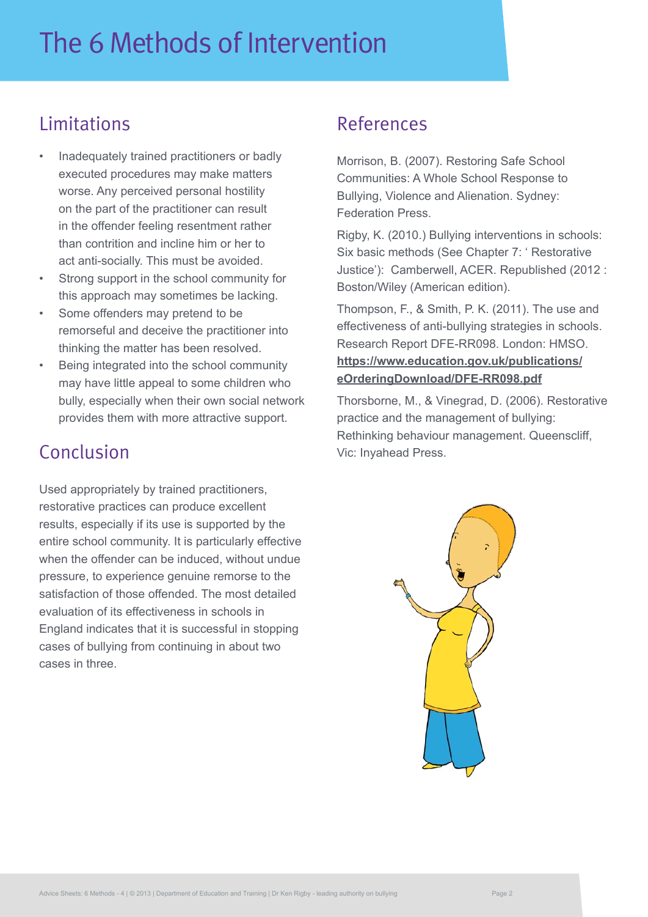# The 6 Methods of Intervention

## Limitations

- Inadequately trained practitioners or badly executed procedures may make matters worse. Any perceived personal hostility on the part of the practitioner can result in the offender feeling resentment rather than contrition and incline him or her to act anti-socially. This must be avoided.
- Strong support in the school community for this approach may sometimes be lacking.
- Some offenders may pretend to be remorseful and deceive the practitioner into thinking the matter has been resolved.
- Being integrated into the school community may have little appeal to some children who bully, especially when their own social network provides them with more attractive support.

## Conclusion

Used appropriately by trained practitioners, restorative practices can produce excellent results, especially if its use is supported by the entire school community. It is particularly effective when the offender can be induced, without undue pressure, to experience genuine remorse to the satisfaction of those offended. The most detailed evaluation of its effectiveness in schools in England indicates that it is successful in stopping cases of bullying from continuing in about two cases in three.

## References

Morrison, B. (2007). Restoring Safe School Communities: A Whole School Response to Bullying, Violence and Alienation. Sydney: Federation Press.

Rigby, K. (2010.) Bullying interventions in schools: Six basic methods (See Chapter 7: ' Restorative Justice'): Camberwell, ACER. Republished (2012 : Boston/Wiley (American edition).

Thompson, F., & Smith, P. K. (2011). The use and effectiveness of anti-bullying strategies in schools. Research Report DFE-RR098. London: HMSO. **https://www.education.gov.uk/publications/eOrderingDownload/DFE-RR098.pdf**

Thorsborne, M., & Vinegrad, D. (2006). Restorative practice and the management of bullying: Rethinking behaviour management. Queenscliff, Vic: Inyahead Press.